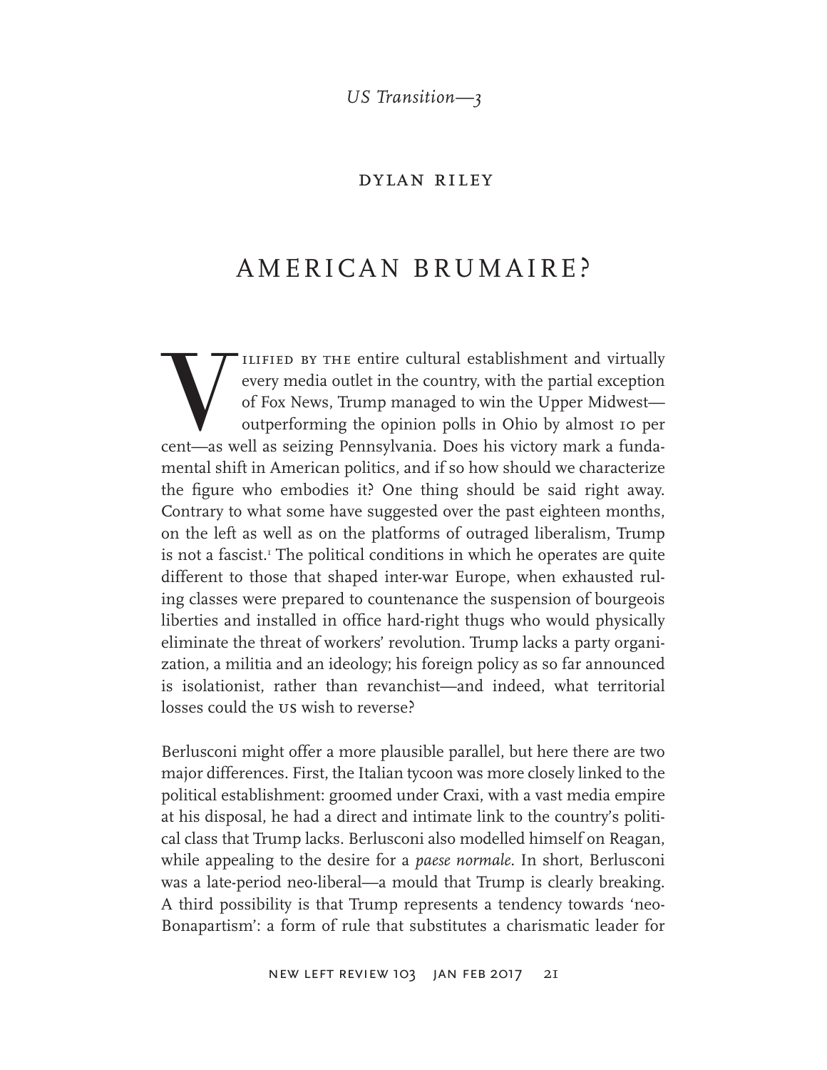*US Transition—3*

DYLAN RILEY

# AMERICAN BRUMAIRE?

Vilified by the entire cultural establishment and virtually every media outlet in the country, with the partial exception of Fox News, Trump managed to win the Upper Midwest—outperforming the opinion polls in Ohio by almost 10 per cent—as well as seizing Pennsylvania. Does his victory mark a fundamental shift in American politics, and if so how should we characterize the figure who embodies it? One thing should be said right away. Contrary to what some have suggested over the past eighteen months, on the left as well as on the platforms of outraged liberalism, Trump is not a fascist.[1] The political conditions in which he operates are quite different to those that shaped inter-war Europe, when exhausted ruling classes were prepared to countenance the suspension of bourgeois liberties and installed in office hard-right thugs who would physically eliminate the threat of workers' revolution. Trump lacks a party organization, a militia and an ideology; his foreign policy as so far announced is isolationist, rather than revanchist—and indeed, what territorial losses could the US wish to reverse?

Berlusconi might offer a more plausible parallel, but here there are two major differences. First, the Italian tycoon was more closely linked to the political establishment: groomed under Craxi, with a vast media empire at his disposal, he had a direct and intimate link to the country's political class that Trump lacks. Berlusconi also modelled himself on Reagan, while appealing to the desire for a *paese normale*. In short, Berlusconi was a late-period neo-liberal—a mould that Trump is clearly breaking. A third possibility is that Trump represents a tendency towards 'neo-Bonapartism': a form of rule that substitutes a charismatic leader for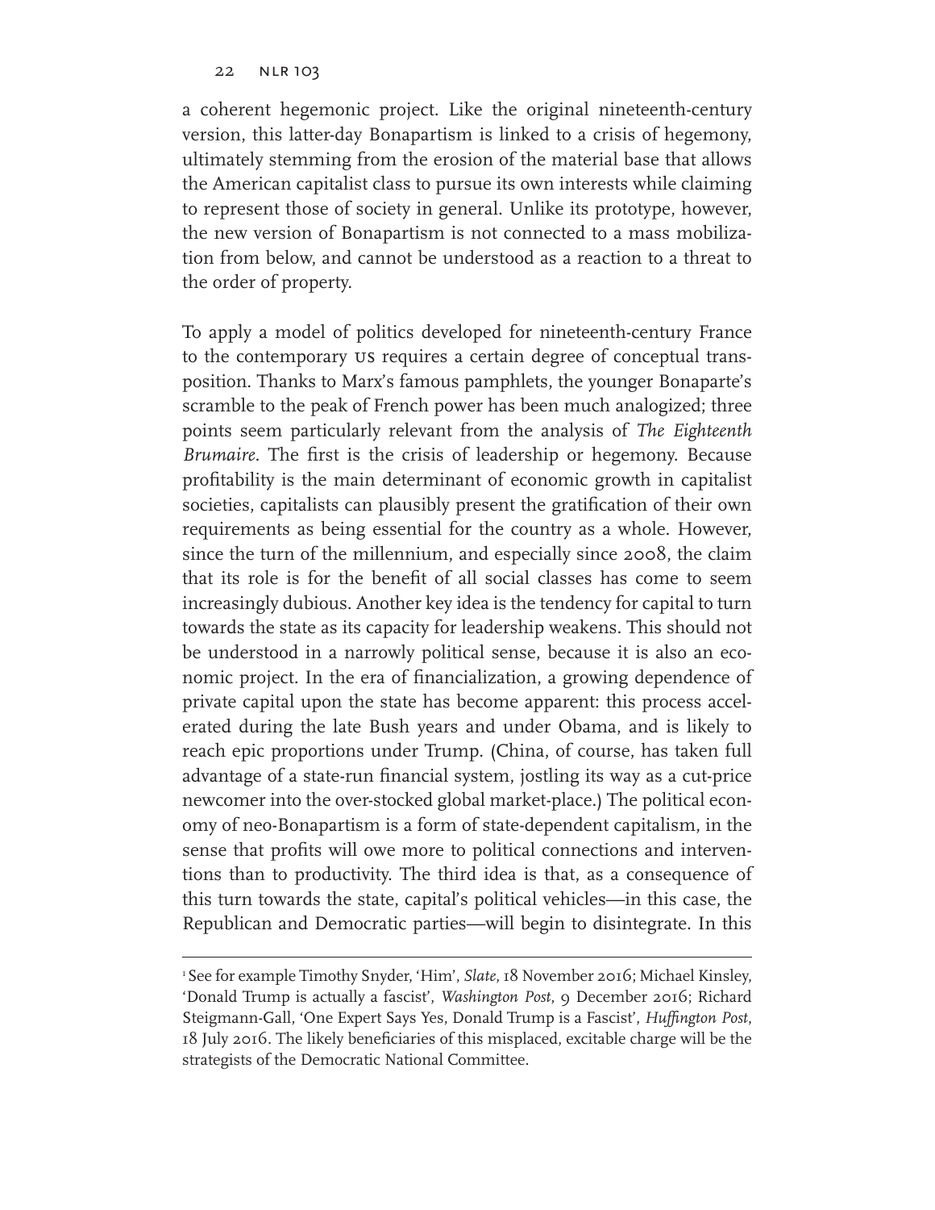a coherent hegemonic project. Like the original nineteenth-century version, this latter-day Bonapartism is linked to a crisis of hegemony, ultimately stemming from the erosion of the material base that allows the American capitalist class to pursue its own interests while claiming to represent those of society in general. Unlike its prototype, however, the new version of Bonapartism is not connected to a mass mobilization from below, and cannot be understood as a reaction to a threat to the order of property.

To apply a model of politics developed for nineteenth-century France to the contemporary US requires a certain degree of conceptual transposition. Thanks to Marx's famous pamphlets, the younger Bonaparte's scramble to the peak of French power has been much analogized; three points seem particularly relevant from the analysis of *The Eighteenth Brumaire*. The first is the crisis of leadership or hegemony. Because profitability is the main determinant of economic growth in capitalist societies, capitalists can plausibly present the gratification of their own requirements as being essential for the country as a whole. However, since the turn of the millennium, and especially since 2008, the claim that its role is for the benefit of all social classes has come to seem increasingly dubious. Another key idea is the tendency for capital to turn towards the state as its capacity for leadership weakens. This should not be understood in a narrowly political sense, because it is also an economic project. In the era of financialization, a growing dependence of private capital upon the state has become apparent: this process accelerated during the late Bush years and under Obama, and is likely to reach epic proportions under Trump. (China, of course, has taken full advantage of a state-run financial system, jostling its way as a cut-price newcomer into the over-stocked global market-place.) The political economy of neo-Bonapartism is a form of state-dependent capitalism, in the sense that profits will owe more to political connections and interventions than to productivity. The third idea is that, as a consequence of this turn towards the state, capital's political vehicles—in this case, the Republican and Democratic parties—will begin to disintegrate. In this

---

[1] See for example Timothy Snyder, 'Him', *Slate*, 18 November 2016; Michael Kinsley, 'Donald Trump is actually a fascist', *Washington Post*, 9 December 2016; Richard Steigmann-Gall, 'One Expert Says Yes, Donald Trump is a Fascist', *Huffington Post*, 18 July 2016. The likely beneficiaries of this misplaced, excitable charge will be the strategists of the Democratic National Committee.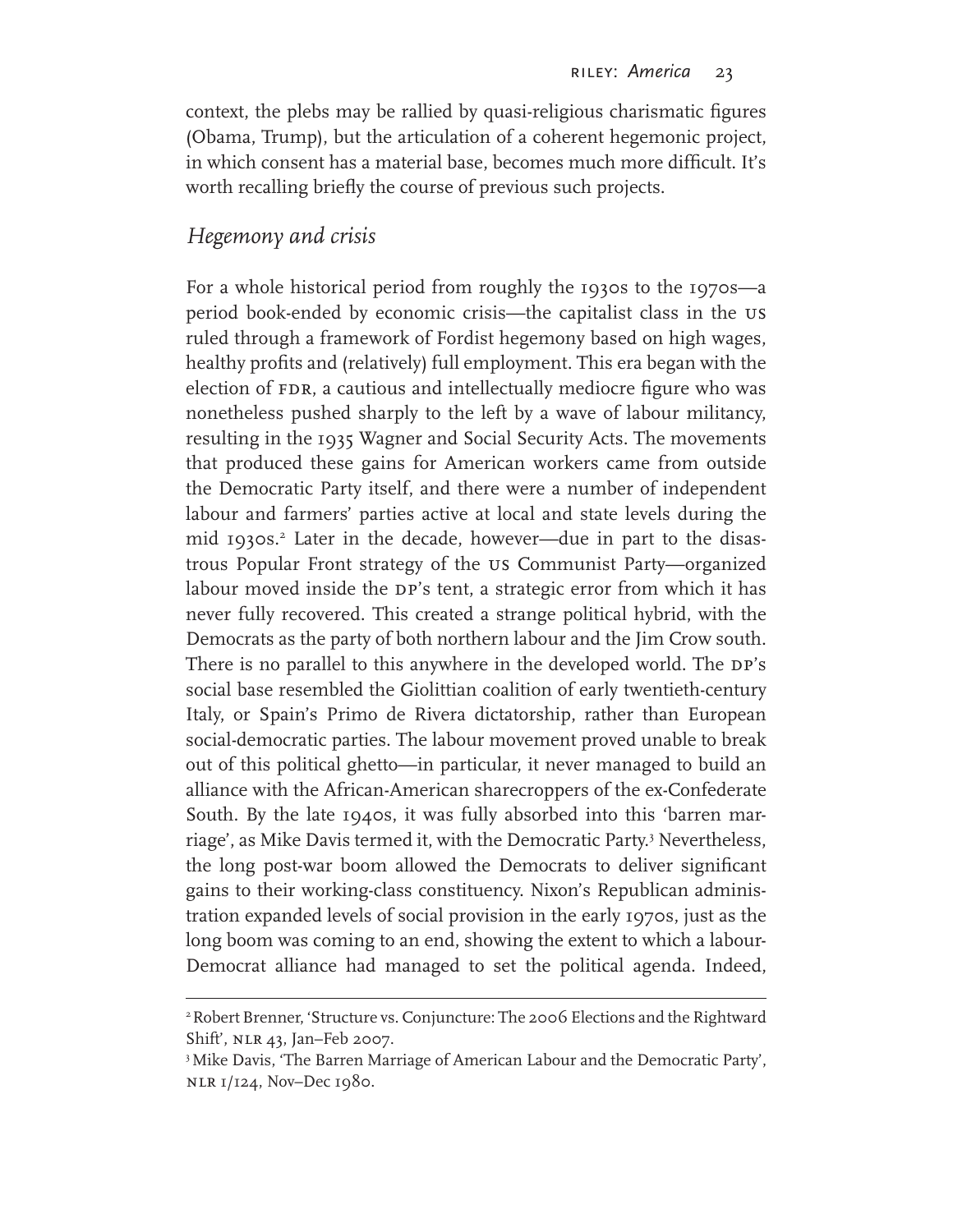context, the plebs may be rallied by quasi-religious charismatic figures (Obama, Trump), but the articulation of a coherent hegemonic project, in which consent has a material base, becomes much more difficult. It's worth recalling briefly the course of previous such projects.

## *Hegemony and crisis*

For a whole historical period from roughly the 1930s to the 1970s—a period book-ended by economic crisis—the capitalist class in the US ruled through a framework of Fordist hegemony based on high wages, healthy profits and (relatively) full employment. This era began with the election of FDR, a cautious and intellectually mediocre figure who was nonetheless pushed sharply to the left by a wave of labour militancy, resulting in the 1935 Wagner and Social Security Acts. The movements that produced these gains for American workers came from outside the Democratic Party itself, and there were a number of independent labour and farmers' parties active at local and state levels during the mid 1930s.[2] Later in the decade, however—due in part to the disastrous Popular Front strategy of the US Communist Party—organized labour moved inside the DP's tent, a strategic error from which it has never fully recovered. This created a strange political hybrid, with the Democrats as the party of both northern labour and the Jim Crow south. There is no parallel to this anywhere in the developed world. The DP's social base resembled the Giolittian coalition of early twentieth-century Italy, or Spain's Primo de Rivera dictatorship, rather than European social-democratic parties. The labour movement proved unable to break out of this political ghetto—in particular, it never managed to build an alliance with the African-American sharecroppers of the ex-Confederate South. By the late 1940s, it was fully absorbed into this 'barren marriage', as Mike Davis termed it, with the Democratic Party.[3] Nevertheless, the long post-war boom allowed the Democrats to deliver significant gains to their working-class constituency. Nixon's Republican administration expanded levels of social provision in the early 1970s, just as the long boom was coming to an end, showing the extent to which a labour-Democrat alliance had managed to set the political agenda. Indeed,

---

[2] Robert Brenner, 'Structure vs. Conjuncture: The 2006 Elections and the Rightward Shift', NLR 43, Jan–Feb 2007.

[3] Mike Davis, 'The Barren Marriage of American Labour and the Democratic Party', NLR I/124, Nov–Dec 1980.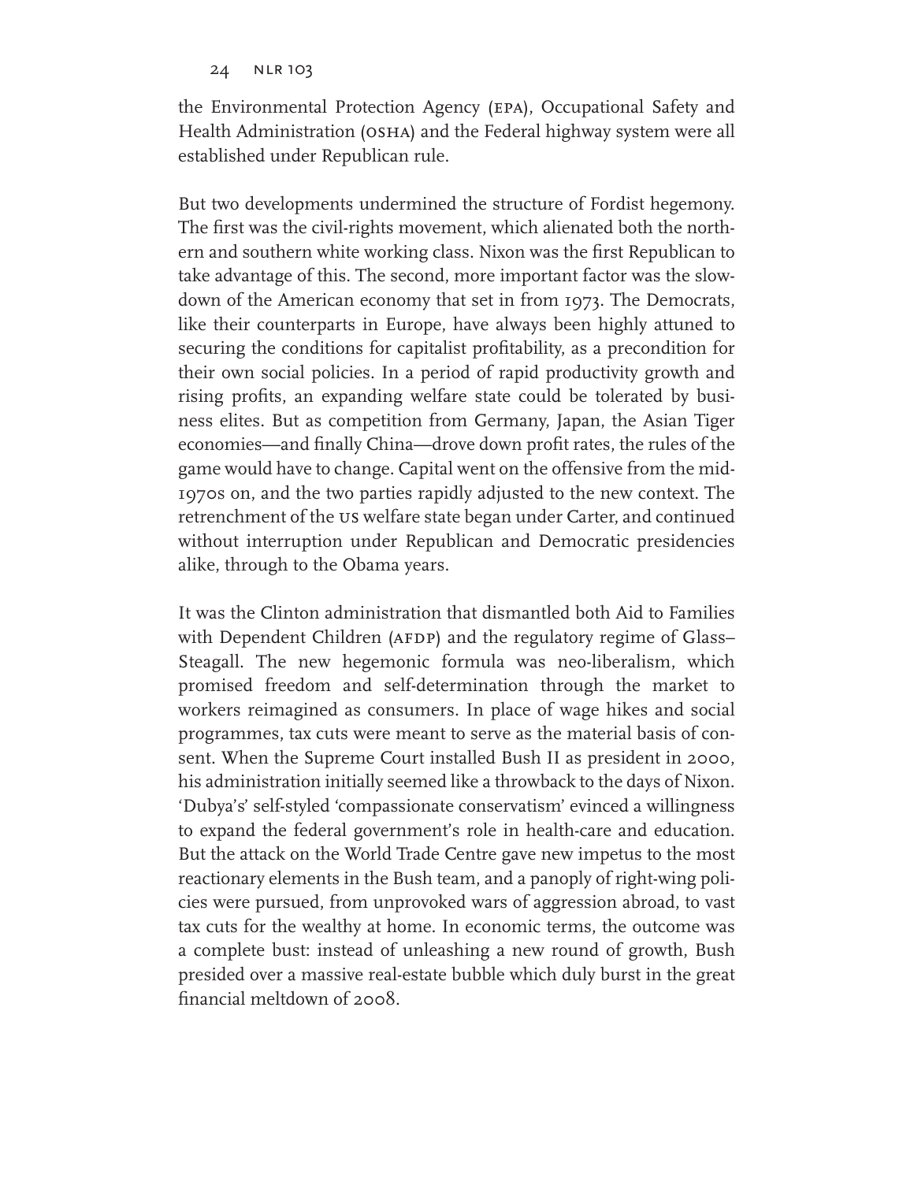the Environmental Protection Agency (EPA), Occupational Safety and Health Administration (OSHA) and the Federal highway system were all established under Republican rule.

But two developments undermined the structure of Fordist hegemony. The first was the civil-rights movement, which alienated both the northern and southern white working class. Nixon was the first Republican to take advantage of this. The second, more important factor was the slowdown of the American economy that set in from 1973. The Democrats, like their counterparts in Europe, have always been highly attuned to securing the conditions for capitalist profitability, as a precondition for their own social policies. In a period of rapid productivity growth and rising profits, an expanding welfare state could be tolerated by business elites. But as competition from Germany, Japan, the Asian Tiger economies—and finally China—drove down profit rates, the rules of the game would have to change. Capital went on the offensive from the mid-1970s on, and the two parties rapidly adjusted to the new context. The retrenchment of the US welfare state began under Carter, and continued without interruption under Republican and Democratic presidencies alike, through to the Obama years.

It was the Clinton administration that dismantled both Aid to Families with Dependent Children (AFDP) and the regulatory regime of Glass–Steagall. The new hegemonic formula was neo-liberalism, which promised freedom and self-determination through the market to workers reimagined as consumers. In place of wage hikes and social programmes, tax cuts were meant to serve as the material basis of consent. When the Supreme Court installed Bush II as president in 2000, his administration initially seemed like a throwback to the days of Nixon. 'Dubya's' self-styled 'compassionate conservatism' evinced a willingness to expand the federal government's role in health-care and education. But the attack on the World Trade Centre gave new impetus to the most reactionary elements in the Bush team, and a panoply of right-wing policies were pursued, from unprovoked wars of aggression abroad, to vast tax cuts for the wealthy at home. In economic terms, the outcome was a complete bust: instead of unleashing a new round of growth, Bush presided over a massive real-estate bubble which duly burst in the great financial meltdown of 2008.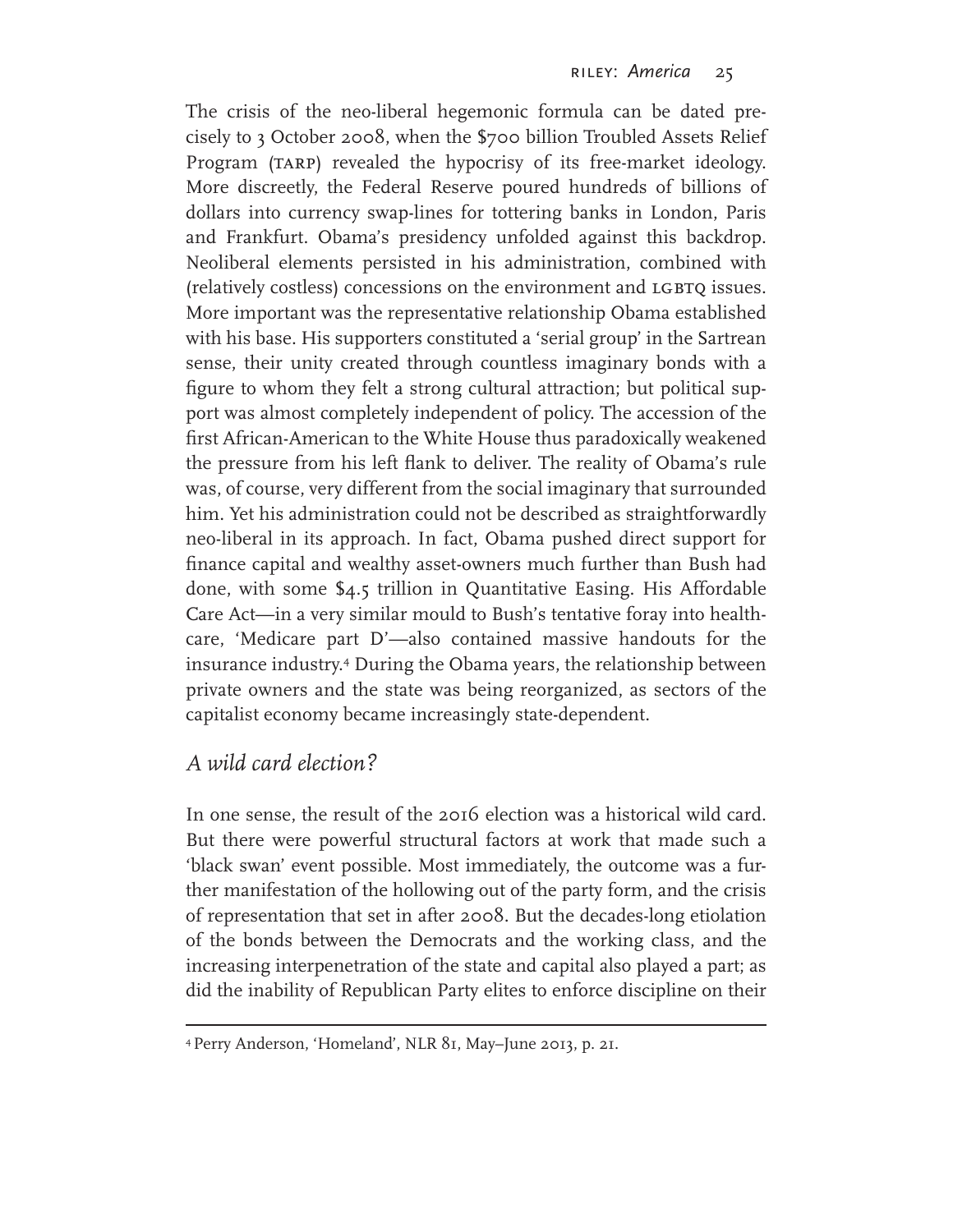The crisis of the neo-liberal hegemonic formula can be dated precisely to 3 October 2008, when the $700 billion Troubled Assets Relief Program (TARP) revealed the hypocrisy of its free-market ideology. More discreetly, the Federal Reserve poured hundreds of billions of dollars into currency swap-lines for tottering banks in London, Paris and Frankfurt. Obama's presidency unfolded against this backdrop. Neoliberal elements persisted in his administration, combined with (relatively costless) concessions on the environment and LGBTQ issues. More important was the representative relationship Obama established with his base. His supporters constituted a 'serial group' in the Sartrean sense, their unity created through countless imaginary bonds with a figure to whom they felt a strong cultural attraction; but political support was almost completely independent of policy. The accession of the first African-American to the White House thus paradoxically weakened the pressure from his left flank to deliver. The reality of Obama's rule was, of course, very different from the social imaginary that surrounded him. Yet his administration could not be described as straightforwardly neo-liberal in its approach. In fact, Obama pushed direct support for finance capital and wealthy asset-owners much further than Bush had done, with some $4.5 trillion in Quantitative Easing. His Affordable Care Act—in a very similar mould to Bush's tentative foray into healthcare, 'Medicare part D'—also contained massive handouts for the insurance industry.[4] During the Obama years, the relationship between private owners and the state was being reorganized, as sectors of the capitalist economy became increasingly state-dependent.

## *A wild card election?*

In one sense, the result of the 2016 election was a historical wild card. But there were powerful structural factors at work that made such a 'black swan' event possible. Most immediately, the outcome was a further manifestation of the hollowing out of the party form, and the crisis of representation that set in after 2008. But the decades-long etiolation of the bonds between the Democrats and the working class, and the increasing interpenetration of the state and capital also played a part; as did the inability of Republican Party elites to enforce discipline on their

---

[4] Perry Anderson, 'Homeland', NLR 81, May–June 2013, p. 21.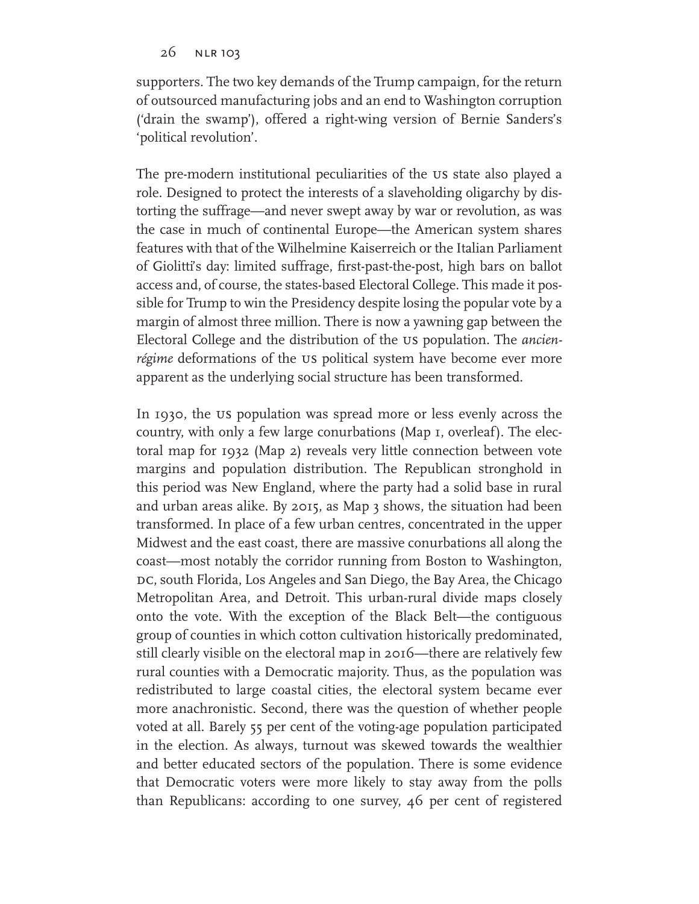supporters. The two key demands of the Trump campaign, for the return of outsourced manufacturing jobs and an end to Washington corruption ('drain the swamp'), offered a right-wing version of Bernie Sanders's 'political revolution'.

The pre-modern institutional peculiarities of the US state also played a role. Designed to protect the interests of a slaveholding oligarchy by distorting the suffrage—and never swept away by war or revolution, as was the case in much of continental Europe—the American system shares features with that of the Wilhelmine Kaiserreich or the Italian Parliament of Giolitti's day: limited suffrage, first-past-the-post, high bars on ballot access and, of course, the states-based Electoral College. This made it possible for Trump to win the Presidency despite losing the popular vote by a margin of almost three million. There is now a yawning gap between the Electoral College and the distribution of the US population. The *ancien-régime* deformations of the US political system have become ever more apparent as the underlying social structure has been transformed.

In 1930, the US population was spread more or less evenly across the country, with only a few large conurbations (Map 1, overleaf). The electoral map for 1932 (Map 2) reveals very little connection between vote margins and population distribution. The Republican stronghold in this period was New England, where the party had a solid base in rural and urban areas alike. By 2015, as Map 3 shows, the situation had been transformed. In place of a few urban centres, concentrated in the upper Midwest and the east coast, there are massive conurbations all along the coast—most notably the corridor running from Boston to Washington, DC, south Florida, Los Angeles and San Diego, the Bay Area, the Chicago Metropolitan Area, and Detroit. This urban-rural divide maps closely onto the vote. With the exception of the Black Belt—the contiguous group of counties in which cotton cultivation historically predominated, still clearly visible on the electoral map in 2016—there are relatively few rural counties with a Democratic majority. Thus, as the population was redistributed to large coastal cities, the electoral system became ever more anachronistic. Second, there was the question of whether people voted at all. Barely 55 per cent of the voting-age population participated in the election. As always, turnout was skewed towards the wealthier and better educated sectors of the population. There is some evidence that Democratic voters were more likely to stay away from the polls than Republicans: according to one survey, 46 per cent of registered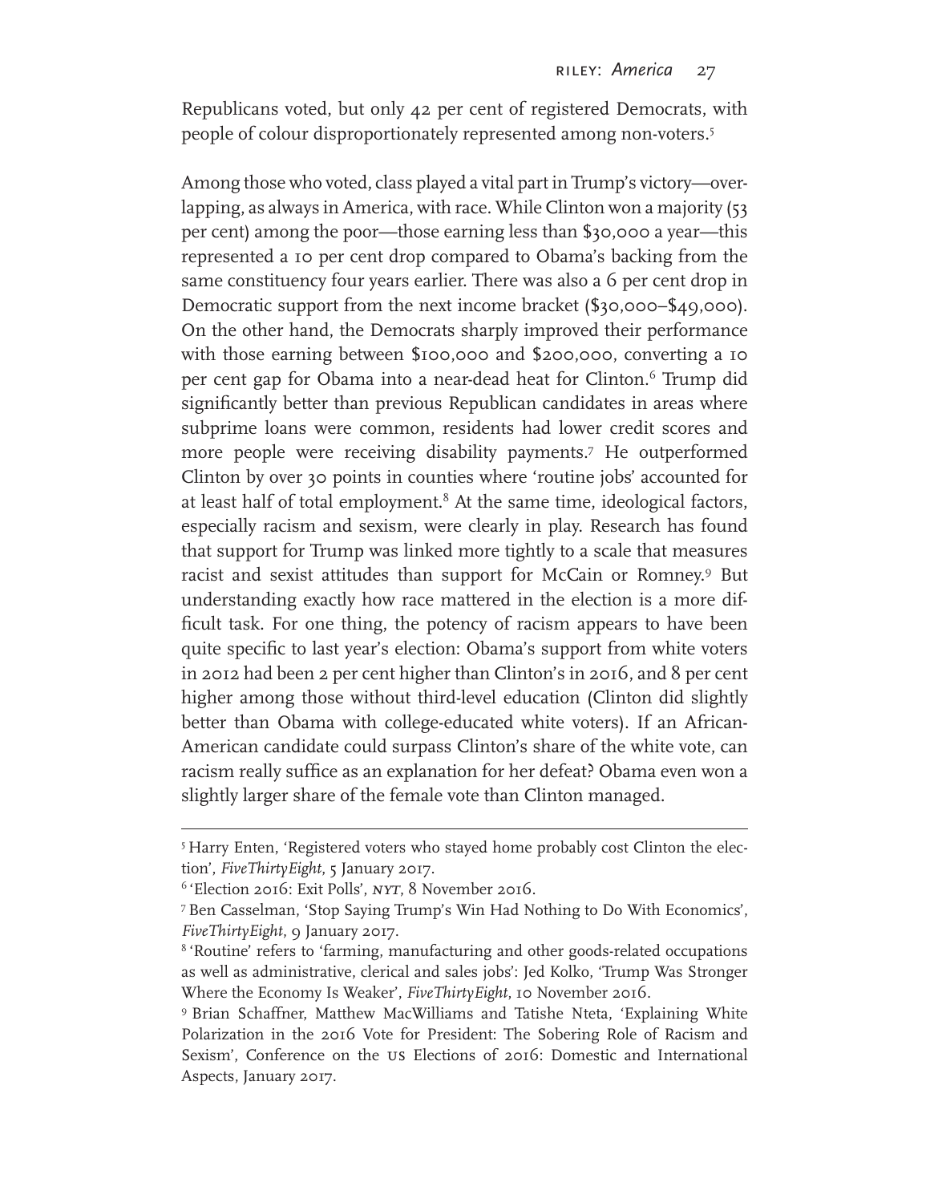Republicans voted, but only 42 per cent of registered Democrats, with people of colour disproportionately represented among non-voters.[5]

Among those who voted, class played a vital part in Trump's victory—overlapping, as always in America, with race. While Clinton won a majority (53 per cent) among the poor—those earning less than \$30,000 a year—this represented a 10 per cent drop compared to Obama's backing from the same constituency four years earlier. There was also a 6 per cent drop in Democratic support from the next income bracket (\$30,000–\$49,000). On the other hand, the Democrats sharply improved their performance with those earning between \$100,000 and \$200,000, converting a 10 per cent gap for Obama into a near-dead heat for Clinton.[6] Trump did significantly better than previous Republican candidates in areas where subprime loans were common, residents had lower credit scores and more people were receiving disability payments.[7] He outperformed Clinton by over 30 points in counties where 'routine jobs' accounted for at least half of total employment.[8] At the same time, ideological factors, especially racism and sexism, were clearly in play. Research has found that support for Trump was linked more tightly to a scale that measures racist and sexist attitudes than support for McCain or Romney.[9] But understanding exactly how race mattered in the election is a more difficult task. For one thing, the potency of racism appears to have been quite specific to last year's election: Obama's support from white voters in 2012 had been 2 per cent higher than Clinton's in 2016, and 8 per cent higher among those without third-level education (Clinton did slightly better than Obama with college-educated white voters). If an African-American candidate could surpass Clinton's share of the white vote, can racism really suffice as an explanation for her defeat? Obama even won a slightly larger share of the female vote than Clinton managed.

---

[5] Harry Enten, 'Registered voters who stayed home probably cost Clinton the election', *FiveThirtyEight*, 5 January 2017.

[6] 'Election 2016: Exit Polls', *NYT*, 8 November 2016.

[7] Ben Casselman, 'Stop Saying Trump's Win Had Nothing to Do With Economics', *FiveThirtyEight*, 9 January 2017.

[8] 'Routine' refers to 'farming, manufacturing and other goods-related occupations as well as administrative, clerical and sales jobs': Jed Kolko, 'Trump Was Stronger Where the Economy Is Weaker', *FiveThirtyEight*, 10 November 2016.

[9] Brian Schaffner, Matthew MacWilliams and Tatishe Nteta, 'Explaining White Polarization in the 2016 Vote for President: The Sobering Role of Racism and Sexism', Conference on the US Elections of 2016: Domestic and International Aspects, January 2017.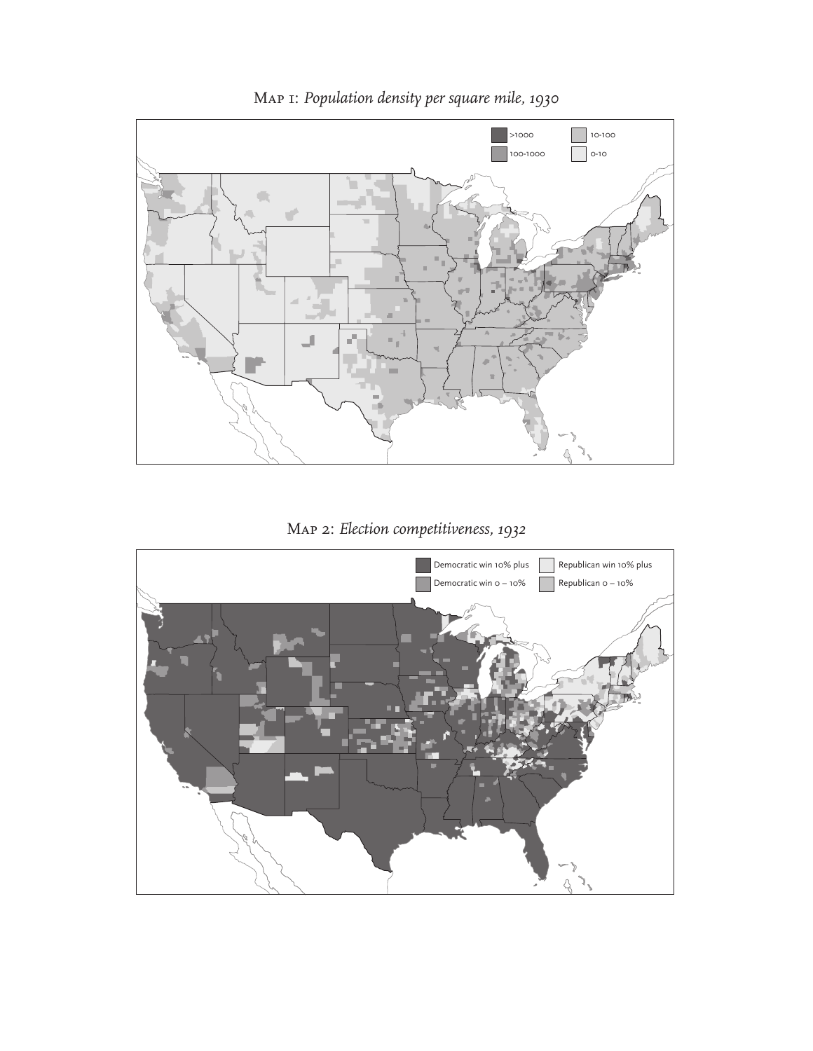Map 1: *Population density per square mile, 1930*

>1000
100-1000
10-100
0-10

Map 2: *Election competitiveness, 1932*

Democratic win 10% plus
Democratic win 0 – 10%
Republican win 10% plus
Republican 0 – 10%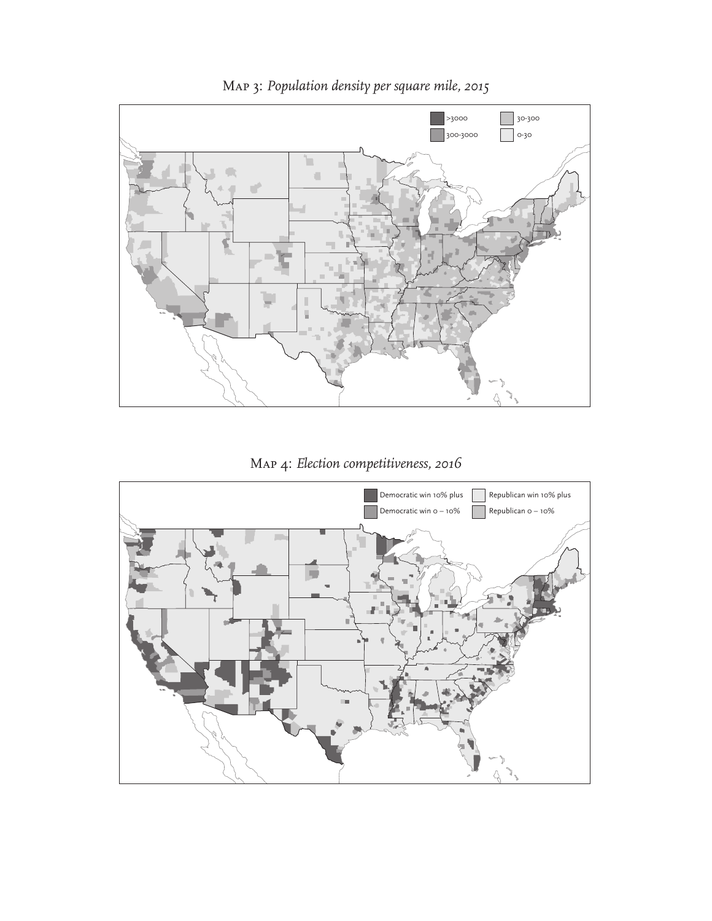Map 3: *Population density per square mile, 2015*

>3000
300-3000
30-300
0-30

Map 4: *Election competitiveness, 2016*

Democratic win 10% plus
Democratic win 0 – 10%
Republican win 10% plus
Republican 0 – 10%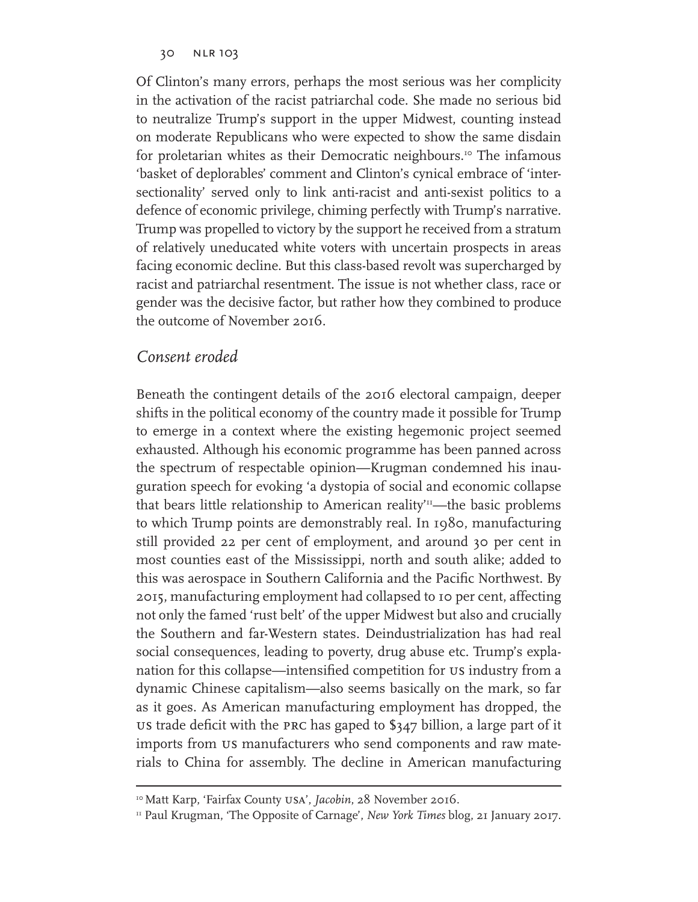Of Clinton's many errors, perhaps the most serious was her complicity in the activation of the racist patriarchal code. She made no serious bid to neutralize Trump's support in the upper Midwest, counting instead on moderate Republicans who were expected to show the same disdain for proletarian whites as their Democratic neighbours.[10] The infamous 'basket of deplorables' comment and Clinton's cynical embrace of 'intersectionality' served only to link anti-racist and anti-sexist politics to a defence of economic privilege, chiming perfectly with Trump's narrative. Trump was propelled to victory by the support he received from a stratum of relatively uneducated white voters with uncertain prospects in areas facing economic decline. But this class-based revolt was supercharged by racist and patriarchal resentment. The issue is not whether class, race or gender was the decisive factor, but rather how they combined to produce the outcome of November 2016.

## *Consent eroded*

Beneath the contingent details of the 2016 electoral campaign, deeper shifts in the political economy of the country made it possible for Trump to emerge in a context where the existing hegemonic project seemed exhausted. Although his economic programme has been panned across the spectrum of respectable opinion—Krugman condemned his inauguration speech for evoking 'a dystopia of social and economic collapse that bears little relationship to American reality'[11]—the basic problems to which Trump points are demonstrably real. In 1980, manufacturing still provided 22 per cent of employment, and around 30 per cent in most counties east of the Mississippi, north and south alike; added to this was aerospace in Southern California and the Pacific Northwest. By 2015, manufacturing employment had collapsed to 10 per cent, affecting not only the famed 'rust belt' of the upper Midwest but also and crucially the Southern and far-Western states. Deindustrialization has had real social consequences, leading to poverty, drug abuse etc. Trump's explanation for this collapse—intensified competition for US industry from a dynamic Chinese capitalism—also seems basically on the mark, so far as it goes. As American manufacturing employment has dropped, the US trade deficit with the PRC has gaped to $347 billion, a large part of it imports from US manufacturers who send components and raw materials to China for assembly. The decline in American manufacturing

---

[10] Matt Karp, 'Fairfax County USA', *Jacobin*, 28 November 2016.

[11] Paul Krugman, 'The Opposite of Carnage', *New York Times* blog, 21 January 2017.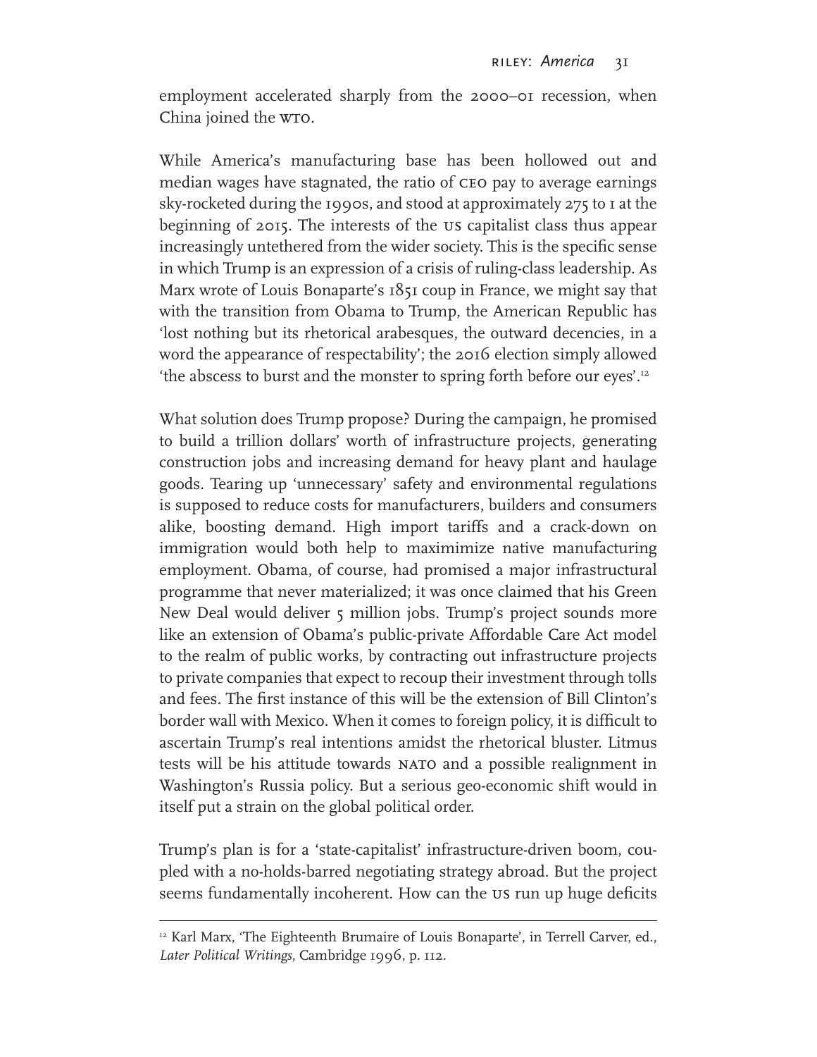employment accelerated sharply from the 2000–01 recession, when China joined the WTO.

While America's manufacturing base has been hollowed out and median wages have stagnated, the ratio of CEO pay to average earnings sky-rocketed during the 1990s, and stood at approximately 275 to 1 at the beginning of 2015. The interests of the US capitalist class thus appear increasingly untethered from the wider society. This is the specific sense in which Trump is an expression of a crisis of ruling-class leadership. As Marx wrote of Louis Bonaparte's 1851 coup in France, we might say that with the transition from Obama to Trump, the American Republic has 'lost nothing but its rhetorical arabesques, the outward decencies, in a word the appearance of respectability'; the 2016 election simply allowed 'the abscess to burst and the monster to spring forth before our eyes'.[12]

What solution does Trump propose? During the campaign, he promised to build a trillion dollars' worth of infrastructure projects, generating construction jobs and increasing demand for heavy plant and haulage goods. Tearing up 'unnecessary' safety and environmental regulations is supposed to reduce costs for manufacturers, builders and consumers alike, boosting demand. High import tariffs and a crack-down on immigration would both help to maximimize native manufacturing employment. Obama, of course, had promised a major infrastructural programme that never materialized; it was once claimed that his Green New Deal would deliver 5 million jobs. Trump's project sounds more like an extension of Obama's public-private Affordable Care Act model to the realm of public works, by contracting out infrastructure projects to private companies that expect to recoup their investment through tolls and fees. The first instance of this will be the extension of Bill Clinton's border wall with Mexico. When it comes to foreign policy, it is difficult to ascertain Trump's real intentions amidst the rhetorical bluster. Litmus tests will be his attitude towards NATO and a possible realignment in Washington's Russia policy. But a serious geo-economic shift would in itself put a strain on the global political order.

Trump's plan is for a 'state-capitalist' infrastructure-driven boom, coupled with a no-holds-barred negotiating strategy abroad. But the project seems fundamentally incoherent. How can the US run up huge deficits

---

[12] Karl Marx, 'The Eighteenth Brumaire of Louis Bonaparte', in Terrell Carver, ed., *Later Political Writings*, Cambridge 1996, p. 112.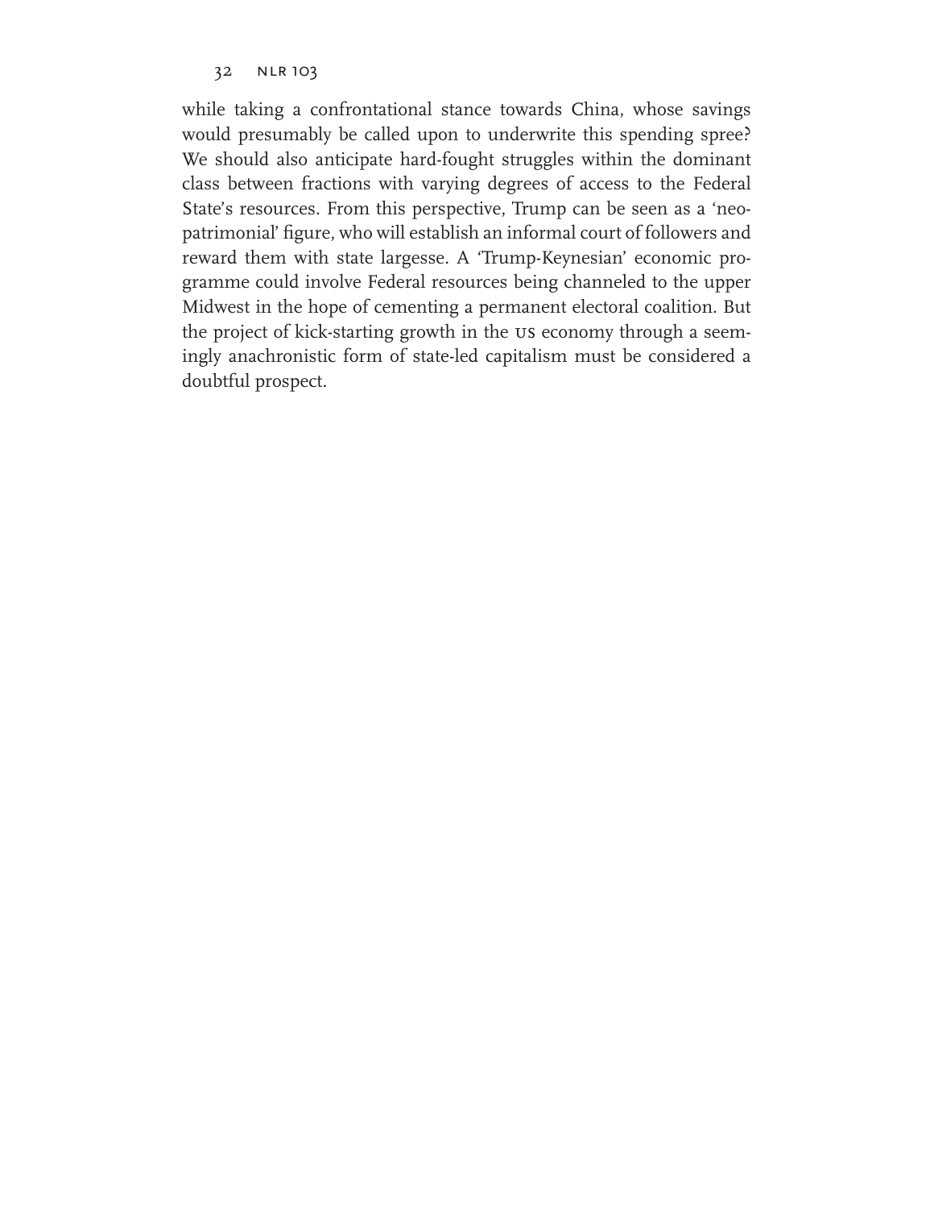while taking a confrontational stance towards China, whose savings would presumably be called upon to underwrite this spending spree? We should also anticipate hard-fought struggles within the dominant class between fractions with varying degrees of access to the Federal State's resources. From this perspective, Trump can be seen as a 'neo-patrimonial' figure, who will establish an informal court of followers and reward them with state largesse. A 'Trump-Keynesian' economic programme could involve Federal resources being channeled to the upper Midwest in the hope of cementing a permanent electoral coalition. But the project of kick-starting growth in the US economy through a seemingly anachronistic form of state-led capitalism must be considered a doubtful prospect.